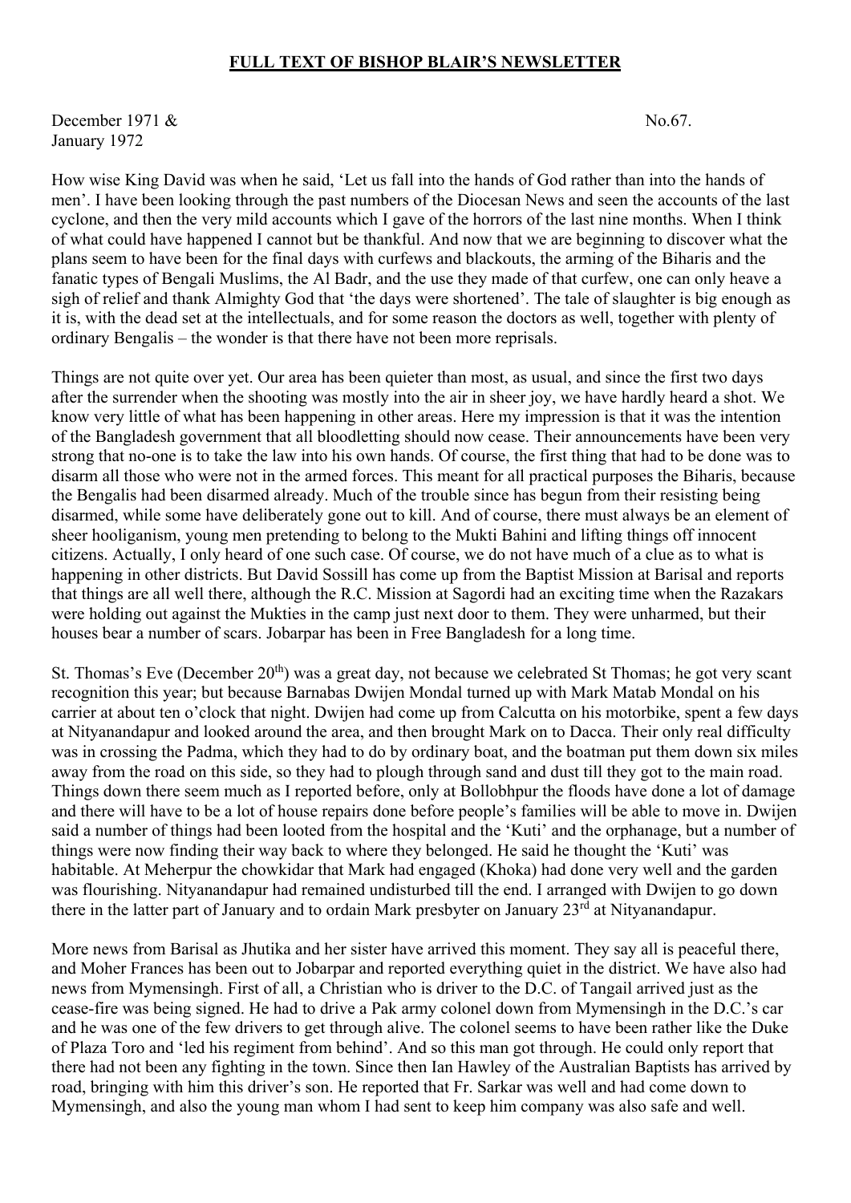**FULL TEXT OF BISHOP BLAIR'S NEWSLETTER**

December 1971 &
January 1972

No.67.

How wise King David was when he said, 'Let us fall into the hands of God rather than into the hands of men'. I have been looking through the past numbers of the Diocesan News and seen the accounts of the last cyclone, and then the very mild accounts which I gave of the horrors of the last nine months. When I think of what could have happened I cannot but be thankful. And now that we are beginning to discover what the plans seem to have been for the final days with curfews and blackouts, the arming of the Biharis and the fanatic types of Bengali Muslims, the Al Badr, and the use they made of that curfew, one can only heave a sigh of relief and thank Almighty God that 'the days were shortened'. The tale of slaughter is big enough as it is, with the dead set at the intellectuals, and for some reason the doctors as well, together with plenty of ordinary Bengalis – the wonder is that there have not been more reprisals.

Things are not quite over yet. Our area has been quieter than most, as usual, and since the first two days after the surrender when the shooting was mostly into the air in sheer joy, we have hardly heard a shot. We know very little of what has been happening in other areas. Here my impression is that it was the intention of the Bangladesh government that all bloodletting should now cease. Their announcements have been very strong that no-one is to take the law into his own hands. Of course, the first thing that had to be done was to disarm all those who were not in the armed forces. This meant for all practical purposes the Biharis, because the Bengalis had been disarmed already. Much of the trouble since has begun from their resisting being disarmed, while some have deliberately gone out to kill. And of course, there must always be an element of sheer hooliganism, young men pretending to belong to the Mukti Bahini and lifting things off innocent citizens. Actually, I only heard of one such case. Of course, we do not have much of a clue as to what is happening in other districts. But David Sossill has come up from the Baptist Mission at Barisal and reports that things are all well there, although the R.C. Mission at Sagordi had an exciting time when the Razakars were holding out against the Mukties in the camp just next door to them. They were unharmed, but their houses bear a number of scars. Jobarpar has been in Free Bangladesh for a long time.

St. Thomas's Eve (December 20th) was a great day, not because we celebrated St Thomas; he got very scant recognition this year; but because Barnabas Dwijen Mondal turned up with Mark Matab Mondal on his carrier at about ten o'clock that night. Dwijen had come up from Calcutta on his motorbike, spent a few days at Nityanandapur and looked around the area, and then brought Mark on to Dacca. Their only real difficulty was in crossing the Padma, which they had to do by ordinary boat, and the boatman put them down six miles away from the road on this side, so they had to plough through sand and dust till they got to the main road. Things down there seem much as I reported before, only at Bollobhpur the floods have done a lot of damage and there will have to be a lot of house repairs done before people's families will be able to move in. Dwijen said a number of things had been looted from the hospital and the 'Kuti' and the orphanage, but a number of things were now finding their way back to where they belonged. He said he thought the 'Kuti' was habitable. At Meherpur the chowkidar that Mark had engaged (Khoka) had done very well and the garden was flourishing. Nityanandapur had remained undisturbed till the end. I arranged with Dwijen to go down there in the latter part of January and to ordain Mark presbyter on January 23rd at Nityanandapur.

More news from Barisal as Jhutika and her sister have arrived this moment. They say all is peaceful there, and Moher Frances has been out to Jobarpar and reported everything quiet in the district. We have also had news from Mymensingh. First of all, a Christian who is driver to the D.C. of Tangail arrived just as the cease-fire was being signed. He had to drive a Pak army colonel down from Mymensingh in the D.C.'s car and he was one of the few drivers to get through alive. The colonel seems to have been rather like the Duke of Plaza Toro and 'led his regiment from behind'. And so this man got through. He could only report that there had not been any fighting in the town. Since then Ian Hawley of the Australian Baptists has arrived by road, bringing with him this driver's son. He reported that Fr. Sarkar was well and had come down to Mymensingh, and also the young man whom I had sent to keep him company was also safe and well.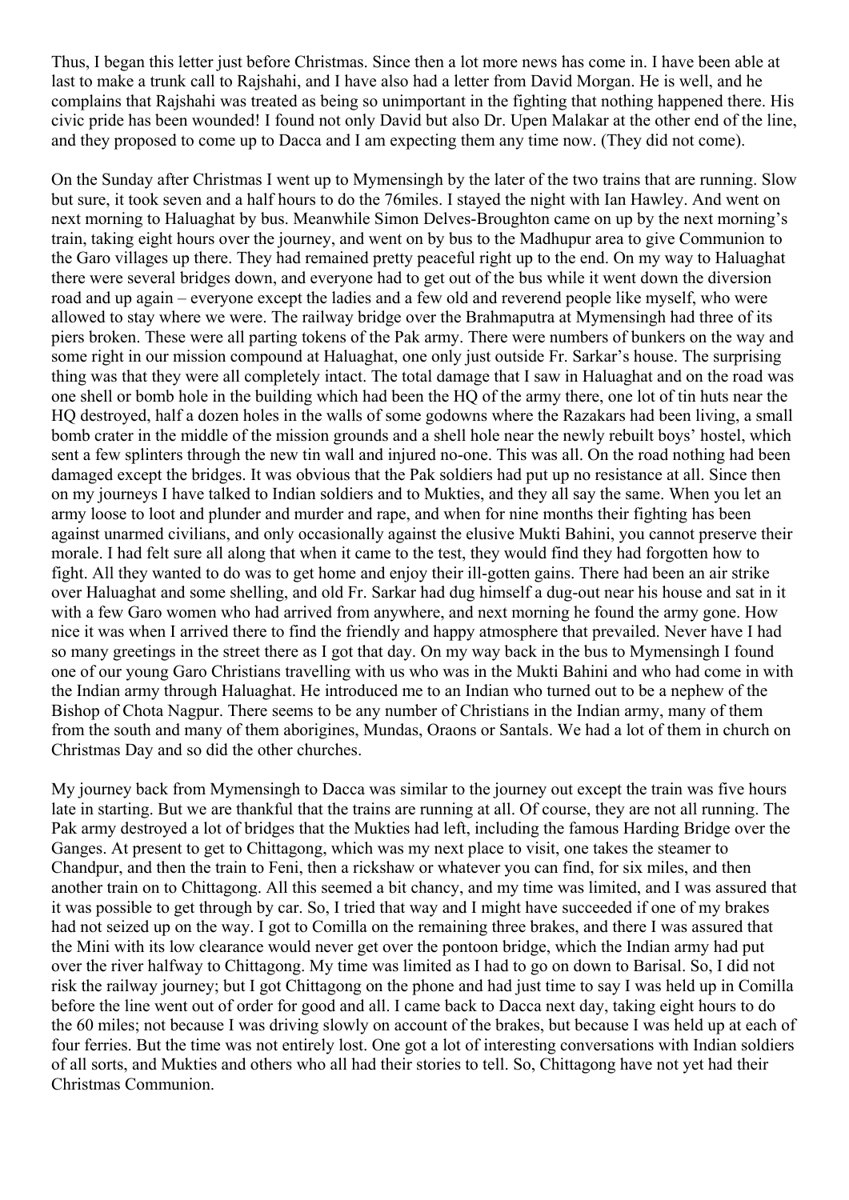Thus, I began this letter just before Christmas. Since then a lot more news has come in. I have been able at last to make a trunk call to Rajshahi, and I have also had a letter from David Morgan. He is well, and he complains that Rajshahi was treated as being so unimportant in the fighting that nothing happened there. His civic pride has been wounded! I found not only David but also Dr. Upen Malakar at the other end of the line, and they proposed to come up to Dacca and I am expecting them any time now. (They did not come).

On the Sunday after Christmas I went up to Mymensingh by the later of the two trains that are running. Slow but sure, it took seven and a half hours to do the 76miles. I stayed the night with Ian Hawley. And went on next morning to Haluaghat by bus. Meanwhile Simon Delves-Broughton came on up by the next morning's train, taking eight hours over the journey, and went on by bus to the Madhupur area to give Communion to the Garo villages up there. They had remained pretty peaceful right up to the end. On my way to Haluaghat there were several bridges down, and everyone had to get out of the bus while it went down the diversion road and up again – everyone except the ladies and a few old and reverend people like myself, who were allowed to stay where we were. The railway bridge over the Brahmaputra at Mymensingh had three of its piers broken. These were all parting tokens of the Pak army. There were numbers of bunkers on the way and some right in our mission compound at Haluaghat, one only just outside Fr. Sarkar's house. The surprising thing was that they were all completely intact. The total damage that I saw in Haluaghat and on the road was one shell or bomb hole in the building which had been the HQ of the army there, one lot of tin huts near the HQ destroyed, half a dozen holes in the walls of some godowns where the Razakars had been living, a small bomb crater in the middle of the mission grounds and a shell hole near the newly rebuilt boys' hostel, which sent a few splinters through the new tin wall and injured no-one. This was all. On the road nothing had been damaged except the bridges. It was obvious that the Pak soldiers had put up no resistance at all. Since then on my journeys I have talked to Indian soldiers and to Mukties, and they all say the same. When you let an army loose to loot and plunder and murder and rape, and when for nine months their fighting has been against unarmed civilians, and only occasionally against the elusive Mukti Bahini, you cannot preserve their morale. I had felt sure all along that when it came to the test, they would find they had forgotten how to fight. All they wanted to do was to get home and enjoy their ill-gotten gains. There had been an air strike over Haluaghat and some shelling, and old Fr. Sarkar had dug himself a dug-out near his house and sat in it with a few Garo women who had arrived from anywhere, and next morning he found the army gone. How nice it was when I arrived there to find the friendly and happy atmosphere that prevailed. Never have I had so many greetings in the street there as I got that day. On my way back in the bus to Mymensingh I found one of our young Garo Christians travelling with us who was in the Mukti Bahini and who had come in with the Indian army through Haluaghat. He introduced me to an Indian who turned out to be a nephew of the Bishop of Chota Nagpur. There seems to be any number of Christians in the Indian army, many of them from the south and many of them aborigines, Mundas, Oraons or Santals. We had a lot of them in church on Christmas Day and so did the other churches.

My journey back from Mymensingh to Dacca was similar to the journey out except the train was five hours late in starting. But we are thankful that the trains are running at all. Of course, they are not all running. The Pak army destroyed a lot of bridges that the Mukties had left, including the famous Harding Bridge over the Ganges. At present to get to Chittagong, which was my next place to visit, one takes the steamer to Chandpur, and then the train to Feni, then a rickshaw or whatever you can find, for six miles, and then another train on to Chittagong. All this seemed a bit chancy, and my time was limited, and I was assured that it was possible to get through by car. So, I tried that way and I might have succeeded if one of my brakes had not seized up on the way. I got to Comilla on the remaining three brakes, and there I was assured that the Mini with its low clearance would never get over the pontoon bridge, which the Indian army had put over the river halfway to Chittagong. My time was limited as I had to go on down to Barisal. So, I did not risk the railway journey; but I got Chittagong on the phone and had just time to say I was held up in Comilla before the line went out of order for good and all. I came back to Dacca next day, taking eight hours to do the 60 miles; not because I was driving slowly on account of the brakes, but because I was held up at each of four ferries. But the time was not entirely lost. One got a lot of interesting conversations with Indian soldiers of all sorts, and Mukties and others who all had their stories to tell. So, Chittagong have not yet had their Christmas Communion.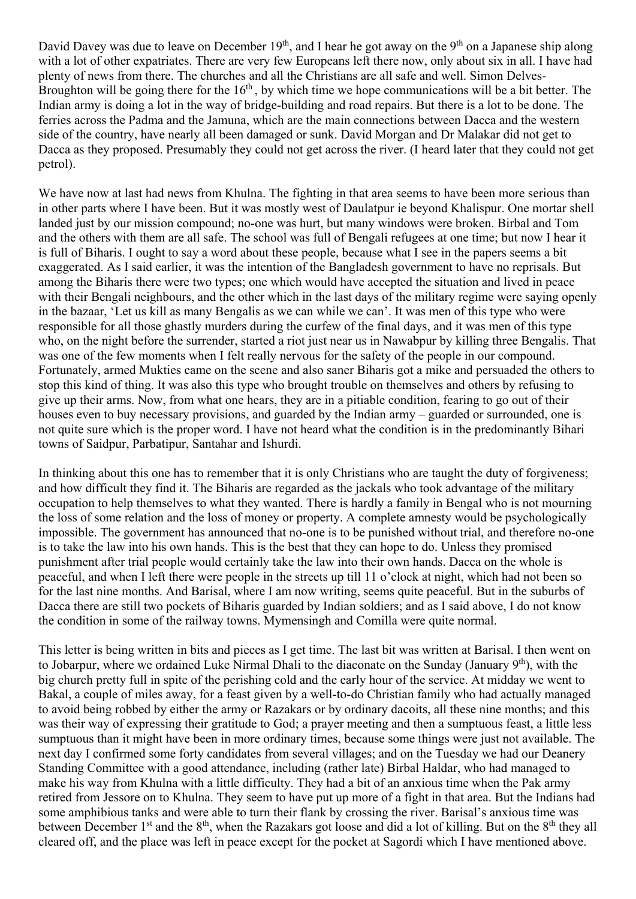David Davey was due to leave on December 19th, and I hear he got away on the 9th on a Japanese ship along with a lot of other expatriates. There are very few Europeans left there now, only about six in all. I have had plenty of news from there. The churches and all the Christians are all safe and well. Simon Delves-Broughton will be going there for the 16th , by which time we hope communications will be a bit better. The Indian army is doing a lot in the way of bridge-building and road repairs. But there is a lot to be done. The ferries across the Padma and the Jamuna, which are the main connections between Dacca and the western side of the country, have nearly all been damaged or sunk. David Morgan and Dr Malakar did not get to Dacca as they proposed. Presumably they could not get across the river. (I heard later that they could not get petrol).

We have now at last had news from Khulna. The fighting in that area seems to have been more serious than in other parts where I have been. But it was mostly west of Daulatpur ie beyond Khalispur. One mortar shell landed just by our mission compound; no-one was hurt, but many windows were broken. Birbal and Tom and the others with them are all safe. The school was full of Bengali refugees at one time; but now I hear it is full of Biharis. I ought to say a word about these people, because what I see in the papers seems a bit exaggerated. As I said earlier, it was the intention of the Bangladesh government to have no reprisals. But among the Biharis there were two types; one which would have accepted the situation and lived in peace with their Bengali neighbours, and the other which in the last days of the military regime were saying openly in the bazaar, 'Let us kill as many Bengalis as we can while we can'. It was men of this type who were responsible for all those ghastly murders during the curfew of the final days, and it was men of this type who, on the night before the surrender, started a riot just near us in Nawabpur by killing three Bengalis. That was one of the few moments when I felt really nervous for the safety of the people in our compound. Fortunately, armed Mukties came on the scene and also saner Biharis got a mike and persuaded the others to stop this kind of thing. It was also this type who brought trouble on themselves and others by refusing to give up their arms. Now, from what one hears, they are in a pitiable condition, fearing to go out of their houses even to buy necessary provisions, and guarded by the Indian army – guarded or surrounded, one is not quite sure which is the proper word. I have not heard what the condition is in the predominantly Bihari towns of Saidpur, Parbatipur, Santahar and Ishurdi.

In thinking about this one has to remember that it is only Christians who are taught the duty of forgiveness; and how difficult they find it. The Biharis are regarded as the jackals who took advantage of the military occupation to help themselves to what they wanted. There is hardly a family in Bengal who is not mourning the loss of some relation and the loss of money or property. A complete amnesty would be psychologically impossible. The government has announced that no-one is to be punished without trial, and therefore no-one is to take the law into his own hands. This is the best that they can hope to do. Unless they promised punishment after trial people would certainly take the law into their own hands. Dacca on the whole is peaceful, and when I left there were people in the streets up till 11 o'clock at night, which had not been so for the last nine months. And Barisal, where I am now writing, seems quite peaceful. But in the suburbs of Dacca there are still two pockets of Biharis guarded by Indian soldiers; and as I said above, I do not know the condition in some of the railway towns. Mymensingh and Comilla were quite normal.

This letter is being written in bits and pieces as I get time. The last bit was written at Barisal. I then went on to Jobarpur, where we ordained Luke Nirmal Dhali to the diaconate on the Sunday (January 9th), with the big church pretty full in spite of the perishing cold and the early hour of the service. At midday we went to Bakal, a couple of miles away, for a feast given by a well-to-do Christian family who had actually managed to avoid being robbed by either the army or Razakars or by ordinary dacoits, all these nine months; and this was their way of expressing their gratitude to God; a prayer meeting and then a sumptuous feast, a little less sumptuous than it might have been in more ordinary times, because some things were just not available. The next day I confirmed some forty candidates from several villages; and on the Tuesday we had our Deanery Standing Committee with a good attendance, including (rather late) Birbal Haldar, who had managed to make his way from Khulna with a little difficulty. They had a bit of an anxious time when the Pak army retired from Jessore on to Khulna. They seem to have put up more of a fight in that area. But the Indians had some amphibious tanks and were able to turn their flank by crossing the river. Barisal's anxious time was between December 1st and the 8th, when the Razakars got loose and did a lot of killing. But on the 8th they all cleared off, and the place was left in peace except for the pocket at Sagordi which I have mentioned above.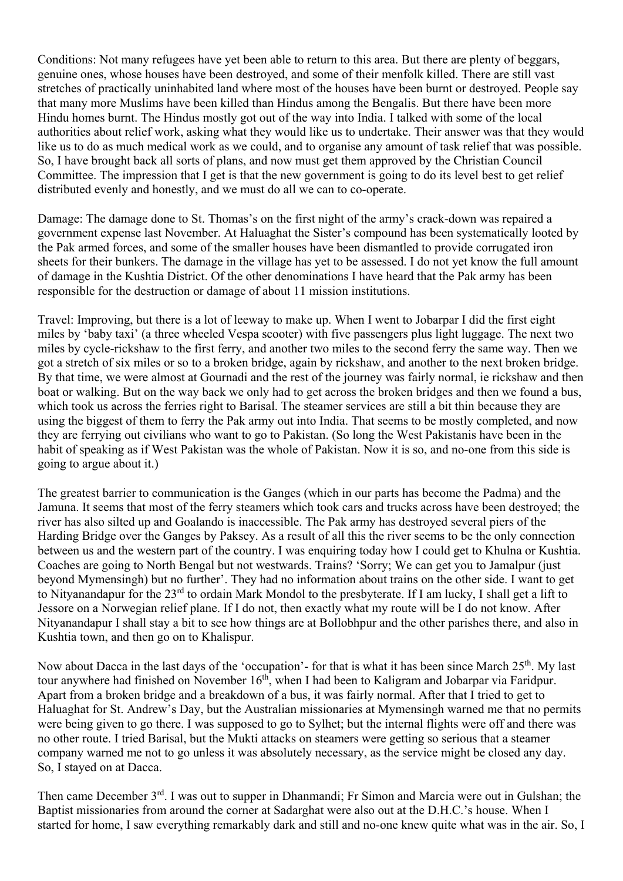Conditions: Not many refugees have yet been able to return to this area. But there are plenty of beggars, genuine ones, whose houses have been destroyed, and some of their menfolk killed. There are still vast stretches of practically uninhabited land where most of the houses have been burnt or destroyed. People say that many more Muslims have been killed than Hindus among the Bengalis. But there have been more Hindu homes burnt. The Hindus mostly got out of the way into India. I talked with some of the local authorities about relief work, asking what they would like us to undertake. Their answer was that they would like us to do as much medical work as we could, and to organise any amount of task relief that was possible. So, I have brought back all sorts of plans, and now must get them approved by the Christian Council Committee. The impression that I get is that the new government is going to do its level best to get relief distributed evenly and honestly, and we must do all we can to co-operate.

Damage: The damage done to St. Thomas's on the first night of the army's crack-down was repaired a government expense last November. At Haluaghat the Sister's compound has been systematically looted by the Pak armed forces, and some of the smaller houses have been dismantled to provide corrugated iron sheets for their bunkers. The damage in the village has yet to be assessed. I do not yet know the full amount of damage in the Kushtia District. Of the other denominations I have heard that the Pak army has been responsible for the destruction or damage of about 11 mission institutions.

Travel: Improving, but there is a lot of leeway to make up. When I went to Jobarpar I did the first eight miles by 'baby taxi' (a three wheeled Vespa scooter) with five passengers plus light luggage. The next two miles by cycle-rickshaw to the first ferry, and another two miles to the second ferry the same way. Then we got a stretch of six miles or so to a broken bridge, again by rickshaw, and another to the next broken bridge. By that time, we were almost at Gournadi and the rest of the journey was fairly normal, ie rickshaw and then boat or walking. But on the way back we only had to get across the broken bridges and then we found a bus, which took us across the ferries right to Barisal. The steamer services are still a bit thin because they are using the biggest of them to ferry the Pak army out into India. That seems to be mostly completed, and now they are ferrying out civilians who want to go to Pakistan. (So long the West Pakistanis have been in the habit of speaking as if West Pakistan was the whole of Pakistan. Now it is so, and no-one from this side is going to argue about it.)

The greatest barrier to communication is the Ganges (which in our parts has become the Padma) and the Jamuna. It seems that most of the ferry steamers which took cars and trucks across have been destroyed; the river has also silted up and Goalando is inaccessible. The Pak army has destroyed several piers of the Harding Bridge over the Ganges by Paksey. As a result of all this the river seems to be the only connection between us and the western part of the country. I was enquiring today how I could get to Khulna or Kushtia. Coaches are going to North Bengal but not westwards. Trains? 'Sorry; We can get you to Jamalpur (just beyond Mymensingh) but no further'. They had no information about trains on the other side. I want to get to Nityanandapur for the 23rd to ordain Mark Mondol to the presbyterate. If I am lucky, I shall get a lift to Jessore on a Norwegian relief plane. If I do not, then exactly what my route will be I do not know. After Nityanandapur I shall stay a bit to see how things are at Bollobhpur and the other parishes there, and also in Kushtia town, and then go on to Khalispur.

Now about Dacca in the last days of the 'occupation'- for that is what it has been since March 25th. My last tour anywhere had finished on November 16th, when I had been to Kaligram and Jobarpar via Faridpur. Apart from a broken bridge and a breakdown of a bus, it was fairly normal. After that I tried to get to Haluaghat for St. Andrew's Day, but the Australian missionaries at Mymensingh warned me that no permits were being given to go there. I was supposed to go to Sylhet; but the internal flights were off and there was no other route. I tried Barisal, but the Mukti attacks on steamers were getting so serious that a steamer company warned me not to go unless it was absolutely necessary, as the service might be closed any day. So, I stayed on at Dacca.

Then came December 3rd. I was out to supper in Dhanmandi; Fr Simon and Marcia were out in Gulshan; the Baptist missionaries from around the corner at Sadarghat were also out at the D.H.C.'s house. When I started for home, I saw everything remarkably dark and still and no-one knew quite what was in the air. So, I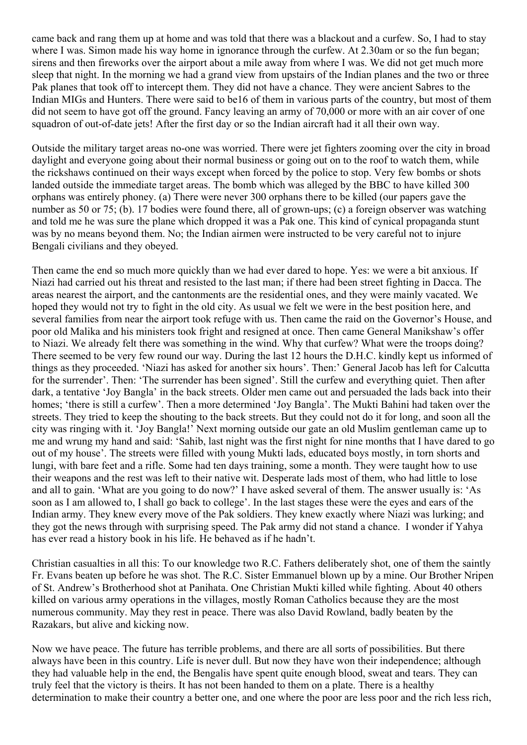came back and rang them up at home and was told that there was a blackout and a curfew. So, I had to stay where I was. Simon made his way home in ignorance through the curfew. At 2.30am or so the fun began; sirens and then fireworks over the airport about a mile away from where I was. We did not get much more sleep that night. In the morning we had a grand view from upstairs of the Indian planes and the two or three Pak planes that took off to intercept them. They did not have a chance. They were ancient Sabres to the Indian MIGs and Hunters. There were said to be16 of them in various parts of the country, but most of them did not seem to have got off the ground. Fancy leaving an army of 70,000 or more with an air cover of one squadron of out-of-date jets! After the first day or so the Indian aircraft had it all their own way.

Outside the military target areas no-one was worried. There were jet fighters zooming over the city in broad daylight and everyone going about their normal business or going out on to the roof to watch them, while the rickshaws continued on their ways except when forced by the police to stop. Very few bombs or shots landed outside the immediate target areas. The bomb which was alleged by the BBC to have killed 300 orphans was entirely phoney. (a) There were never 300 orphans there to be killed (our papers gave the number as 50 or 75; (b). 17 bodies were found there, all of grown-ups; (c) a foreign observer was watching and told me he was sure the plane which dropped it was a Pak one. This kind of cynical propaganda stunt was by no means beyond them. No; the Indian airmen were instructed to be very careful not to injure Bengali civilians and they obeyed.

Then came the end so much more quickly than we had ever dared to hope. Yes: we were a bit anxious. If Niazi had carried out his threat and resisted to the last man; if there had been street fighting in Dacca. The areas nearest the airport, and the cantonments are the residential ones, and they were mainly vacated. We hoped they would not try to fight in the old city. As usual we felt we were in the best position here, and several families from near the airport took refuge with us. Then came the raid on the Governor's House, and poor old Malika and his ministers took fright and resigned at once. Then came General Manikshaw's offer to Niazi. We already felt there was something in the wind. Why that curfew? What were the troops doing? There seemed to be very few round our way. During the last 12 hours the D.H.C. kindly kept us informed of things as they proceeded. 'Niazi has asked for another six hours'. Then:' General Jacob has left for Calcutta for the surrender'. Then: 'The surrender has been signed'. Still the curfew and everything quiet. Then after dark, a tentative 'Joy Bangla' in the back streets. Older men came out and persuaded the lads back into their homes; 'there is still a curfew'. Then a more determined 'Joy Bangla'. The Mukti Bahini had taken over the streets. They tried to keep the shouting to the back streets. But they could not do it for long, and soon all the city was ringing with it. 'Joy Bangla!' Next morning outside our gate an old Muslim gentleman came up to me and wrung my hand and said: 'Sahib, last night was the first night for nine months that I have dared to go out of my house'. The streets were filled with young Mukti lads, educated boys mostly, in torn shorts and lungi, with bare feet and a rifle. Some had ten days training, some a month. They were taught how to use their weapons and the rest was left to their native wit. Desperate lads most of them, who had little to lose and all to gain. 'What are you going to do now?' I have asked several of them. The answer usually is: 'As soon as I am allowed to, I shall go back to college'. In the last stages these were the eyes and ears of the Indian army. They knew every move of the Pak soldiers. They knew exactly where Niazi was lurking; and they got the news through with surprising speed. The Pak army did not stand a chance. I wonder if Yahya has ever read a history book in his life. He behaved as if he hadn't.

Christian casualties in all this: To our knowledge two R.C. Fathers deliberately shot, one of them the saintly Fr. Evans beaten up before he was shot. The R.C. Sister Emmanuel blown up by a mine. Our Brother Nripen of St. Andrew's Brotherhood shot at Panihata. One Christian Mukti killed while fighting. About 40 others killed on various army operations in the villages, mostly Roman Catholics because they are the most numerous community. May they rest in peace. There was also David Rowland, badly beaten by the Razakars, but alive and kicking now.

Now we have peace. The future has terrible problems, and there are all sorts of possibilities. But there always have been in this country. Life is never dull. But now they have won their independence; although they had valuable help in the end, the Bengalis have spent quite enough blood, sweat and tears. They can truly feel that the victory is theirs. It has not been handed to them on a plate. There is a healthy determination to make their country a better one, and one where the poor are less poor and the rich less rich,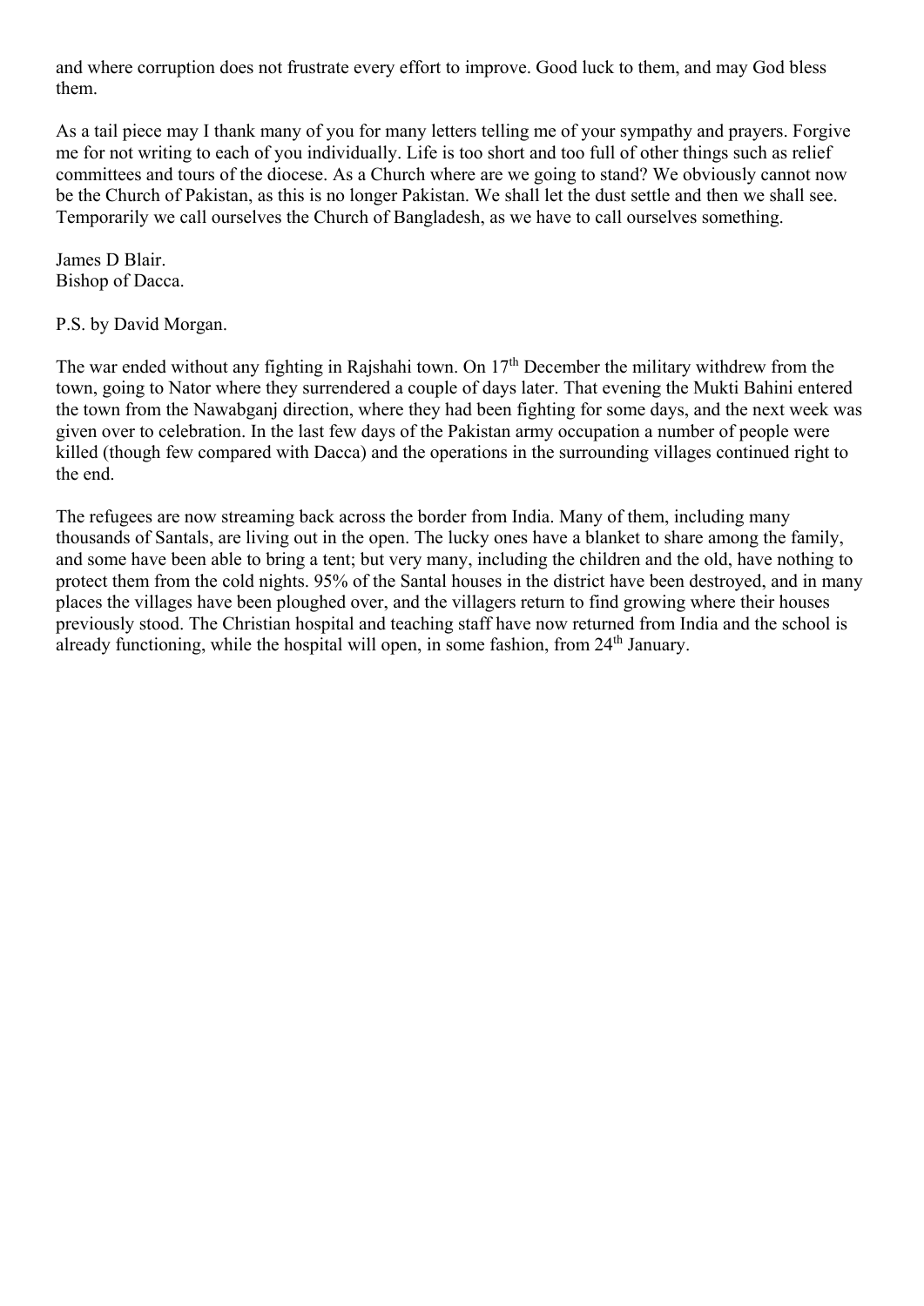and where corruption does not frustrate every effort to improve. Good luck to them, and may God bless them.

As a tail piece may I thank many of you for many letters telling me of your sympathy and prayers. Forgive me for not writing to each of you individually. Life is too short and too full of other things such as relief committees and tours of the diocese. As a Church where are we going to stand? We obviously cannot now be the Church of Pakistan, as this is no longer Pakistan. We shall let the dust settle and then we shall see. Temporarily we call ourselves the Church of Bangladesh, as we have to call ourselves something.

James D Blair.
Bishop of Dacca.

P.S. by David Morgan.

The war ended without any fighting in Rajshahi town. On 17th December the military withdrew from the town, going to Nator where they surrendered a couple of days later. That evening the Mukti Bahini entered the town from the Nawabganj direction, where they had been fighting for some days, and the next week was given over to celebration. In the last few days of the Pakistan army occupation a number of people were killed (though few compared with Dacca) and the operations in the surrounding villages continued right to the end.

The refugees are now streaming back across the border from India. Many of them, including many thousands of Santals, are living out in the open. The lucky ones have a blanket to share among the family, and some have been able to bring a tent; but very many, including the children and the old, have nothing to protect them from the cold nights. 95% of the Santal houses in the district have been destroyed, and in many places the villages have been ploughed over, and the villagers return to find growing where their houses previously stood. The Christian hospital and teaching staff have now returned from India and the school is already functioning, while the hospital will open, in some fashion, from 24th January.